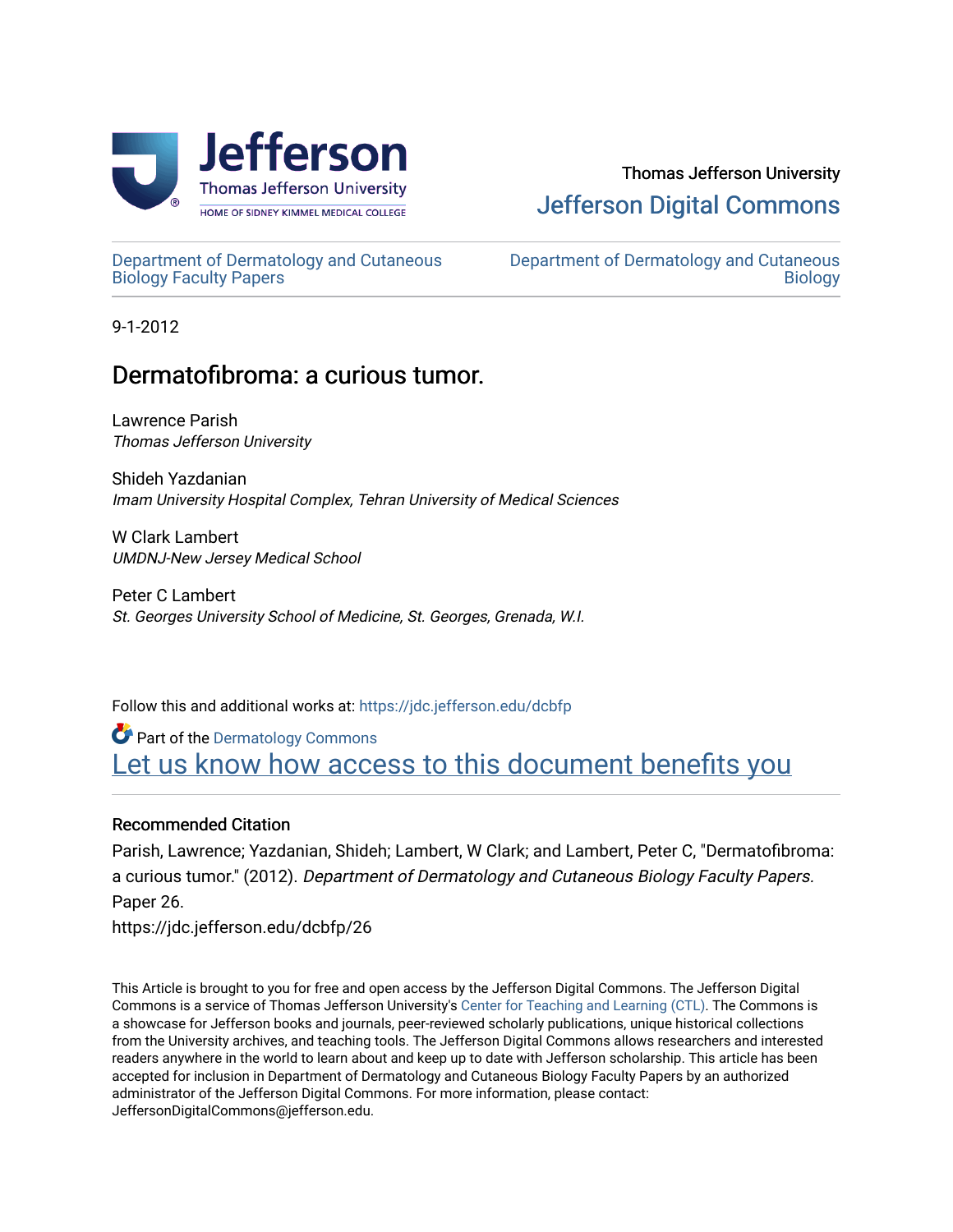Thomas Jefferson University

Jefferson Digital Commons

Department of Dermatology and Cutaneous Biology Faculty Papers

Department of Dermatology and Cutaneous Biology

9-1-2012

# Dermatofibroma: a curious tumor.

Lawrence Parish
*Thomas Jefferson University*

Shideh Yazdanian
*Imam University Hospital Complex, Tehran University of Medical Sciences*

W Clark Lambert
*UMDNJ-New Jersey Medical School*

Peter C Lambert
*St. Georges University School of Medicine, St. Georges, Grenada, W.I.*

Follow this and additional works at: https://jdc.jefferson.edu/dcbfp

Part of the Dermatology Commons

Let us know how access to this document benefits you

### Recommended Citation

Parish, Lawrence; Yazdanian, Shideh; Lambert, W Clark; and Lambert, Peter C, "Dermatofibroma: a curious tumor." (2012). *Department of Dermatology and Cutaneous Biology Faculty Papers.* Paper 26.
https://jdc.jefferson.edu/dcbfp/26

This Article is brought to you for free and open access by the Jefferson Digital Commons. The Jefferson Digital Commons is a service of Thomas Jefferson University's Center for Teaching and Learning (CTL). The Commons is a showcase for Jefferson books and journals, peer-reviewed scholarly publications, unique historical collections from the University archives, and teaching tools. The Jefferson Digital Commons allows researchers and interested readers anywhere in the world to learn about and keep up to date with Jefferson scholarship. This article has been accepted for inclusion in Department of Dermatology and Cutaneous Biology Faculty Papers by an authorized administrator of the Jefferson Digital Commons. For more information, please contact: JeffersonDigitalCommons@jefferson.edu.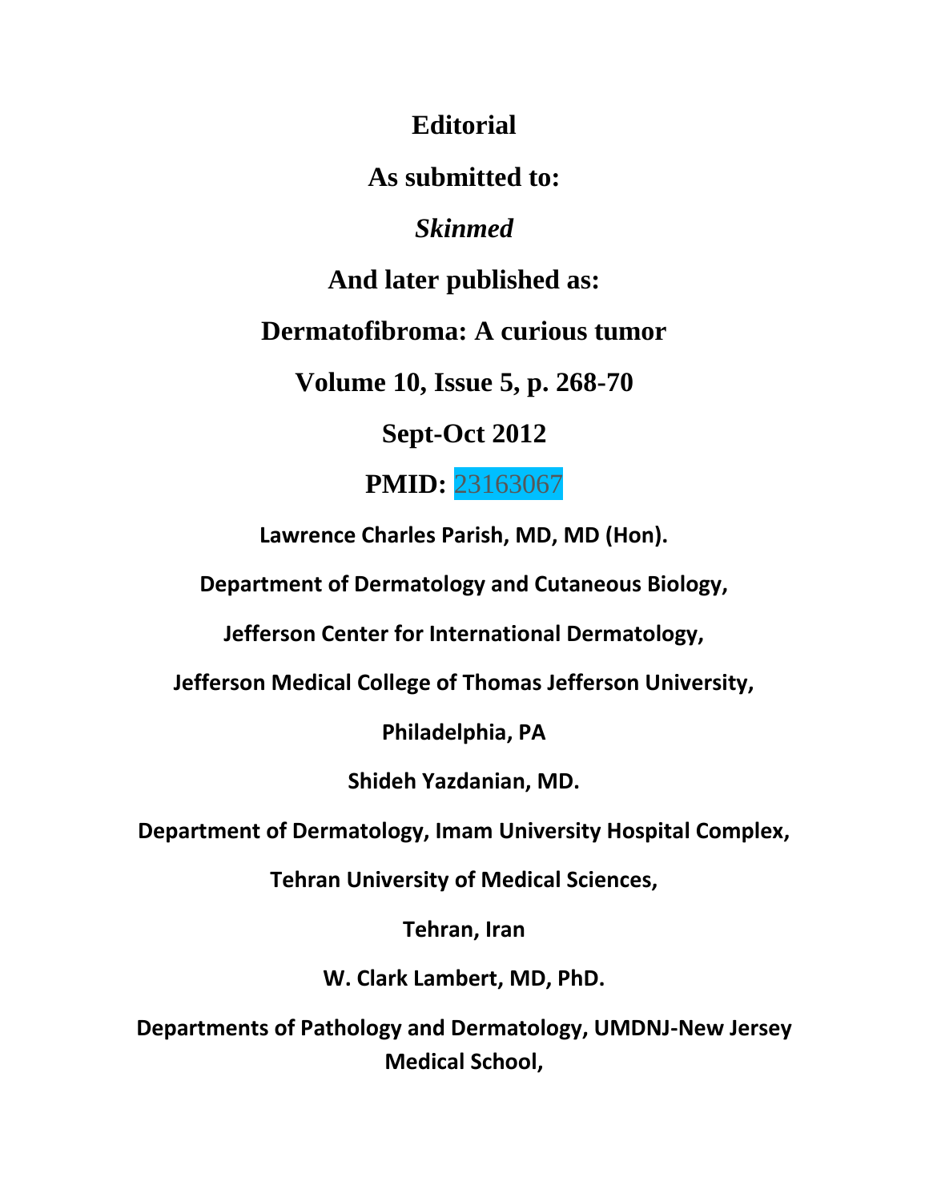**Editorial**

**As submitted to:**

***Skinmed***

**And later published as:**

**Dermatofibroma: A curious tumor**

**Volume 10, Issue 5, p. 268-70**

**Sept-Oct 2012**

**PMID:** 23163067

**Lawrence Charles Parish, MD, MD (Hon).**

**Department of Dermatology and Cutaneous Biology,**

**Jefferson Center for International Dermatology,**

**Jefferson Medical College of Thomas Jefferson University,**

**Philadelphia, PA**

**Shideh Yazdanian, MD.**

**Department of Dermatology, Imam University Hospital Complex,**

**Tehran University of Medical Sciences,**

**Tehran, Iran**

**W. Clark Lambert, MD, PhD.**

**Departments of Pathology and Dermatology, UMDNJ-New Jersey Medical School,**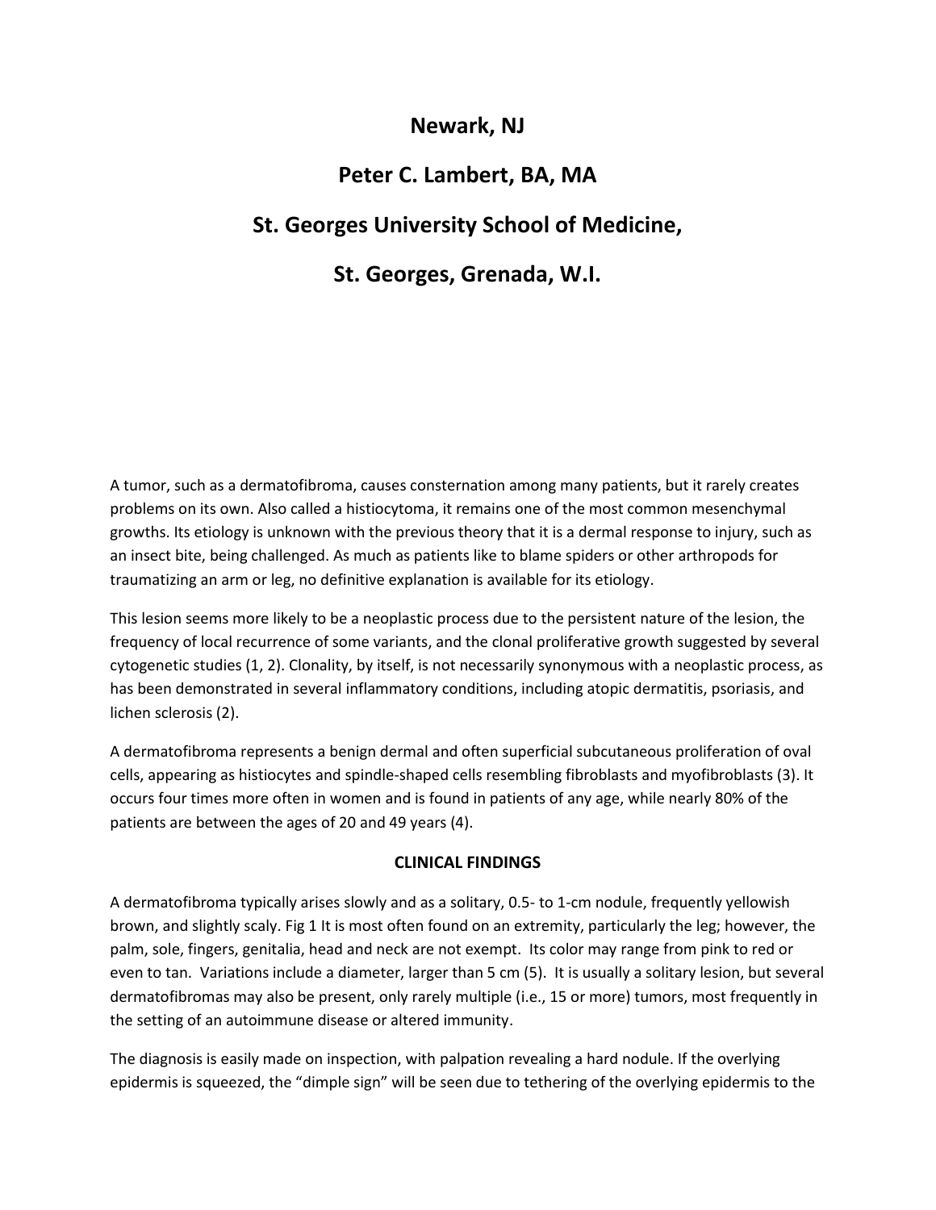**Newark, NJ**

**Peter C. Lambert, BA, MA**

**St. Georges University School of Medicine,**

**St. Georges, Grenada, W.I.**

A tumor, such as a dermatofibroma, causes consternation among many patients, but it rarely creates problems on its own. Also called a histiocytoma, it remains one of the most common mesenchymal growths. Its etiology is unknown with the previous theory that it is a dermal response to injury, such as an insect bite, being challenged. As much as patients like to blame spiders or other arthropods for traumatizing an arm or leg, no definitive explanation is available for its etiology.

This lesion seems more likely to be a neoplastic process due to the persistent nature of the lesion, the frequency of local recurrence of some variants, and the clonal proliferative growth suggested by several cytogenetic studies (1, 2). Clonality, by itself, is not necessarily synonymous with a neoplastic process, as has been demonstrated in several inflammatory conditions, including atopic dermatitis, psoriasis, and lichen sclerosis (2).

A dermatofibroma represents a benign dermal and often superficial subcutaneous proliferation of oval cells, appearing as histiocytes and spindle-shaped cells resembling fibroblasts and myofibroblasts (3). It occurs four times more often in women and is found in patients of any age, while nearly 80% of the patients are between the ages of 20 and 49 years (4).

## CLINICAL FINDINGS

A dermatofibroma typically arises slowly and as a solitary, 0.5- to 1-cm nodule, frequently yellowish brown, and slightly scaly. Fig 1 It is most often found on an extremity, particularly the leg; however, the palm, sole, fingers, genitalia, head and neck are not exempt. Its color may range from pink to red or even to tan. Variations include a diameter, larger than 5 cm (5). It is usually a solitary lesion, but several dermatofibromas may also be present, only rarely multiple (i.e., 15 or more) tumors, most frequently in the setting of an autoimmune disease or altered immunity.

The diagnosis is easily made on inspection, with palpation revealing a hard nodule. If the overlying epidermis is squeezed, the "dimple sign" will be seen due to tethering of the overlying epidermis to the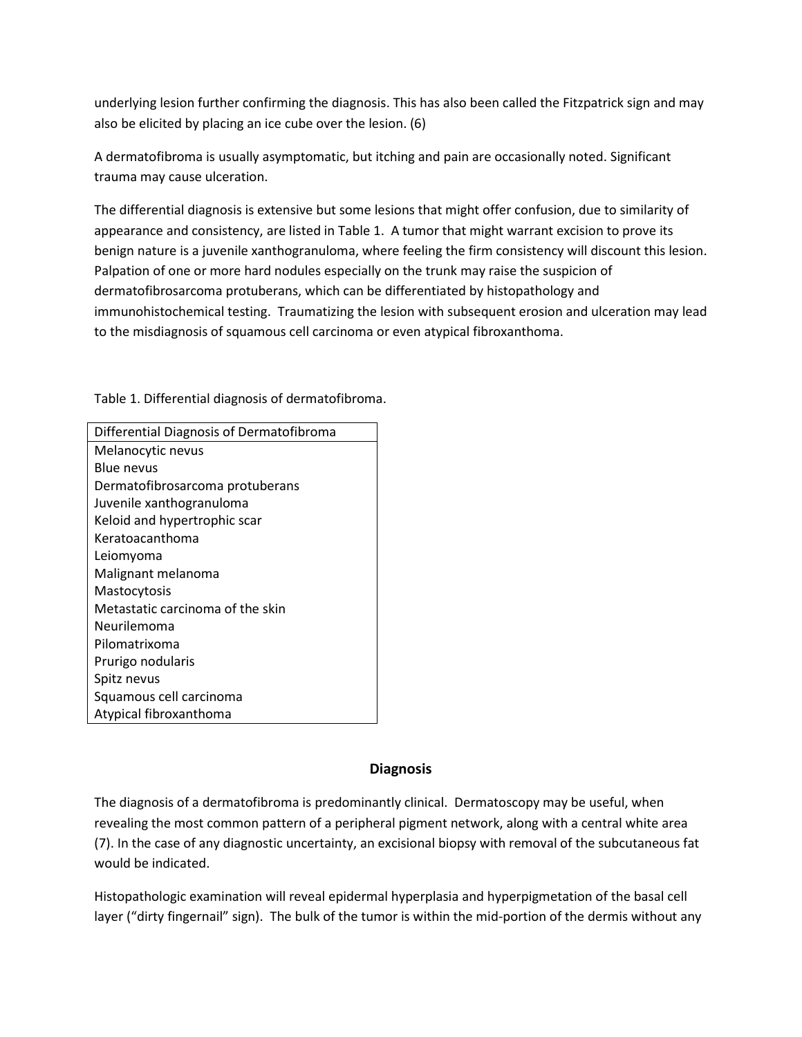underlying lesion further confirming the diagnosis. This has also been called the Fitzpatrick sign and may also be elicited by placing an ice cube over the lesion. (6)

A dermatofibroma is usually asymptomatic, but itching and pain are occasionally noted. Significant trauma may cause ulceration.

The differential diagnosis is extensive but some lesions that might offer confusion, due to similarity of appearance and consistency, are listed in Table 1. A tumor that might warrant excision to prove its benign nature is a juvenile xanthogranuloma, where feeling the firm consistency will discount this lesion. Palpation of one or more hard nodules especially on the trunk may raise the suspicion of dermatofibrosarcoma protuberans, which can be differentiated by histopathology and immunohistochemical testing. Traumatizing the lesion with subsequent erosion and ulceration may lead to the misdiagnosis of squamous cell carcinoma or even atypical fibroxanthoma.

Table 1. Differential diagnosis of dermatofibroma.

| Differential Diagnosis of Dermatofibroma |
| --- |
| Melanocytic nevus |
| Blue nevus |
| Dermatofibrosarcoma protuberans |
| Juvenile xanthogranuloma |
| Keloid and hypertrophic scar |
| Keratoacanthoma |
| Leiomyoma |
| Malignant melanoma |
| Mastocytosis |
| Metastatic carcinoma of the skin |
| Neurilemoma |
| Pilomatrixoma |
| Prurigo nodularis |
| Spitz nevus |
| Squamous cell carcinoma |
| Atypical fibroxanthoma |

## Diagnosis

The diagnosis of a dermatofibroma is predominantly clinical. Dermatoscopy may be useful, when revealing the most common pattern of a peripheral pigment network, along with a central white area (7). In the case of any diagnostic uncertainty, an excisional biopsy with removal of the subcutaneous fat would be indicated.

Histopathologic examination will reveal epidermal hyperplasia and hyperpigmetation of the basal cell layer ("dirty fingernail" sign). The bulk of the tumor is within the mid-portion of the dermis without any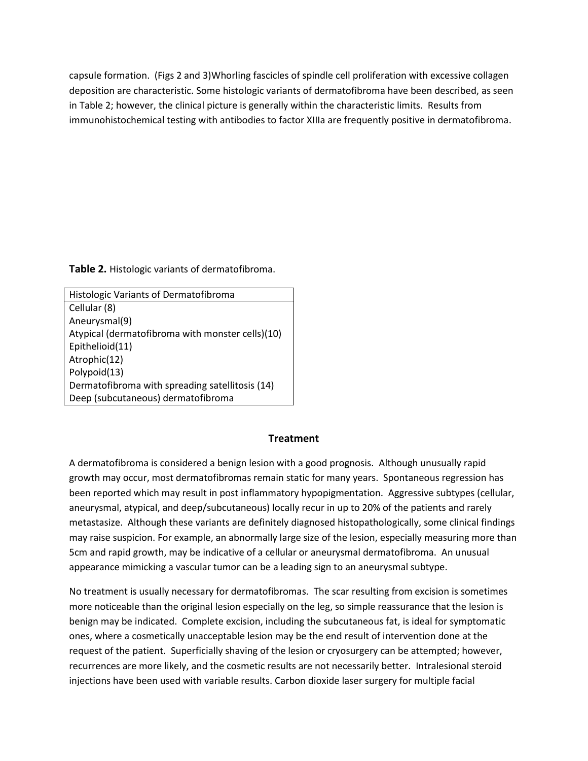capsule formation. (Figs 2 and 3)Whorling fascicles of spindle cell proliferation with excessive collagen deposition are characteristic. Some histologic variants of dermatofibroma have been described, as seen in Table 2; however, the clinical picture is generally within the characteristic limits. Results from immunohistochemical testing with antibodies to factor XIIIa are frequently positive in dermatofibroma.

**Table 2.** Histologic variants of dermatofibroma.

| Histologic Variants of Dermatofibroma |
|---|
| Cellular (8) |
| Aneurysmal(9) |
| Atypical (dermatofibroma with monster cells)(10) |
| Epithelioid(11) |
| Atrophic(12) |
| Polypoid(13) |
| Dermatofibroma with spreading satellitosis (14) |
| Deep (subcutaneous) dermatofibroma |

## Treatment

A dermatofibroma is considered a benign lesion with a good prognosis. Although unusually rapid growth may occur, most dermatofibromas remain static for many years. Spontaneous regression has been reported which may result in post inflammatory hypopigmentation. Aggressive subtypes (cellular, aneurysmal, atypical, and deep/subcutaneous) locally recur in up to 20% of the patients and rarely metastasize. Although these variants are definitely diagnosed histopathologically, some clinical findings may raise suspicion. For example, an abnormally large size of the lesion, especially measuring more than 5cm and rapid growth, may be indicative of a cellular or aneurysmal dermatofibroma. An unusual appearance mimicking a vascular tumor can be a leading sign to an aneurysmal subtype.

No treatment is usually necessary for dermatofibromas. The scar resulting from excision is sometimes more noticeable than the original lesion especially on the leg, so simple reassurance that the lesion is benign may be indicated. Complete excision, including the subcutaneous fat, is ideal for symptomatic ones, where a cosmetically unacceptable lesion may be the end result of intervention done at the request of the patient. Superficially shaving of the lesion or cryosurgery can be attempted; however, recurrences are more likely, and the cosmetic results are not necessarily better. Intralesional steroid injections have been used with variable results. Carbon dioxide laser surgery for multiple facial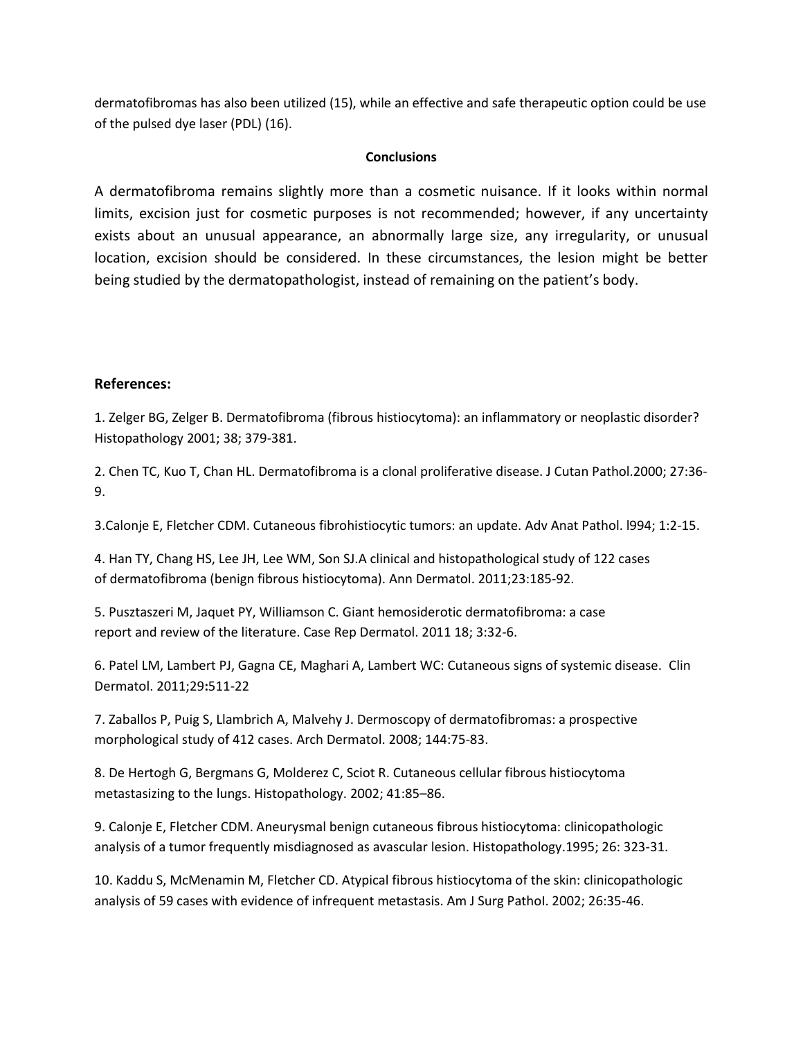dermatofibromas has also been utilized (15), while an effective and safe therapeutic option could be use of the pulsed dye laser (PDL) (16).

## Conclusions

A dermatofibroma remains slightly more than a cosmetic nuisance. If it looks within normal limits, excision just for cosmetic purposes is not recommended; however, if any uncertainty exists about an unusual appearance, an abnormally large size, any irregularity, or unusual location, excision should be considered. In these circumstances, the lesion might be better being studied by the dermatopathologist, instead of remaining on the patient's body.

## References:

1. Zelger BG, Zelger B. Dermatofibroma (fibrous histiocytoma): an inflammatory or neoplastic disorder? Histopathology 2001; 38; 379-381.

2. Chen TC, Kuo T, Chan HL. Dermatofibroma is a clonal proliferative disease. J Cutan Pathol.2000; 27:36-9.

3.Calonje E, Fletcher CDM. Cutaneous fibrohistiocytic tumors: an update. Adv Anat Pathol. l994; 1:2-15.

4. Han TY, Chang HS, Lee JH, Lee WM, Son SJ.A clinical and histopathological study of 122 cases of dermatofibroma (benign fibrous histiocytoma). Ann Dermatol. 2011;23:185-92.

5. Pusztaszeri M, Jaquet PY, Williamson C. Giant hemosiderotic dermatofibroma: a case report and review of the literature. Case Rep Dermatol. 2011 18; 3:32-6.

6. Patel LM, Lambert PJ, Gagna CE, Maghari A, Lambert WC: Cutaneous signs of systemic disease. Clin Dermatol. 2011;29**:**511-22

7. Zaballos P, Puig S, Llambrich A, Malvehy J. Dermoscopy of dermatofibromas: a prospective morphological study of 412 cases. Arch Dermatol. 2008; 144:75-83.

8. De Hertogh G, Bergmans G, Molderez C, Sciot R. Cutaneous cellular fibrous histiocytoma metastasizing to the lungs. Histopathology. 2002; 41:85–86.

9. Calonje E, Fletcher CDM. Aneurysmal benign cutaneous fibrous histiocytoma: clinicopathologic analysis of a tumor frequently misdiagnosed as avascular lesion. Histopathology.1995; 26: 323-31.

10. Kaddu S, McMenamin M, Fletcher CD. Atypical fibrous histiocytoma of the skin: clinicopathologic analysis of 59 cases with evidence of infrequent metastasis. Am J Surg PathoI. 2002; 26:35-46.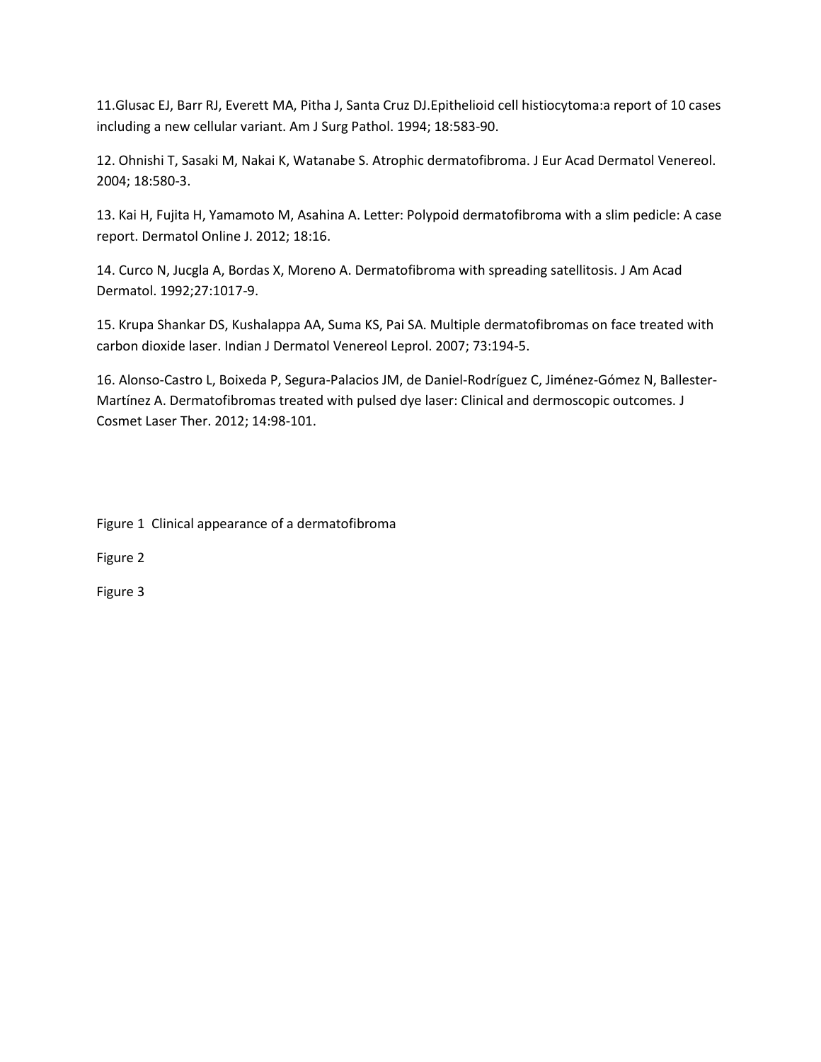11.Glusac EJ, Barr RJ, Everett MA, Pitha J, Santa Cruz DJ.Epithelioid cell histiocytoma:a report of 10 cases including a new cellular variant. Am J Surg Pathol. 1994; 18:583-90.

12. Ohnishi T, Sasaki M, Nakai K, Watanabe S. Atrophic dermatofibroma. J Eur Acad Dermatol Venereol. 2004; 18:580-3.

13. Kai H, Fujita H, Yamamoto M, Asahina A. Letter: Polypoid dermatofibroma with a slim pedicle: A case report. Dermatol Online J. 2012; 18:16.

14. Curco N, Jucgla A, Bordas X, Moreno A. Dermatofibroma with spreading satellitosis. J Am Acad Dermatol. 1992;27:1017-9.

15. Krupa Shankar DS, Kushalappa AA, Suma KS, Pai SA. Multiple dermatofibromas on face treated with carbon dioxide laser. Indian J Dermatol Venereol Leprol. 2007; 73:194-5.

16. Alonso-Castro L, Boixeda P, Segura-Palacios JM, de Daniel-Rodríguez C, Jiménez-Gómez N, Ballester-Martínez A. Dermatofibromas treated with pulsed dye laser: Clinical and dermoscopic outcomes. J Cosmet Laser Ther. 2012; 14:98-101.

Figure 1 Clinical appearance of a dermatofibroma

Figure 2

Figure 3